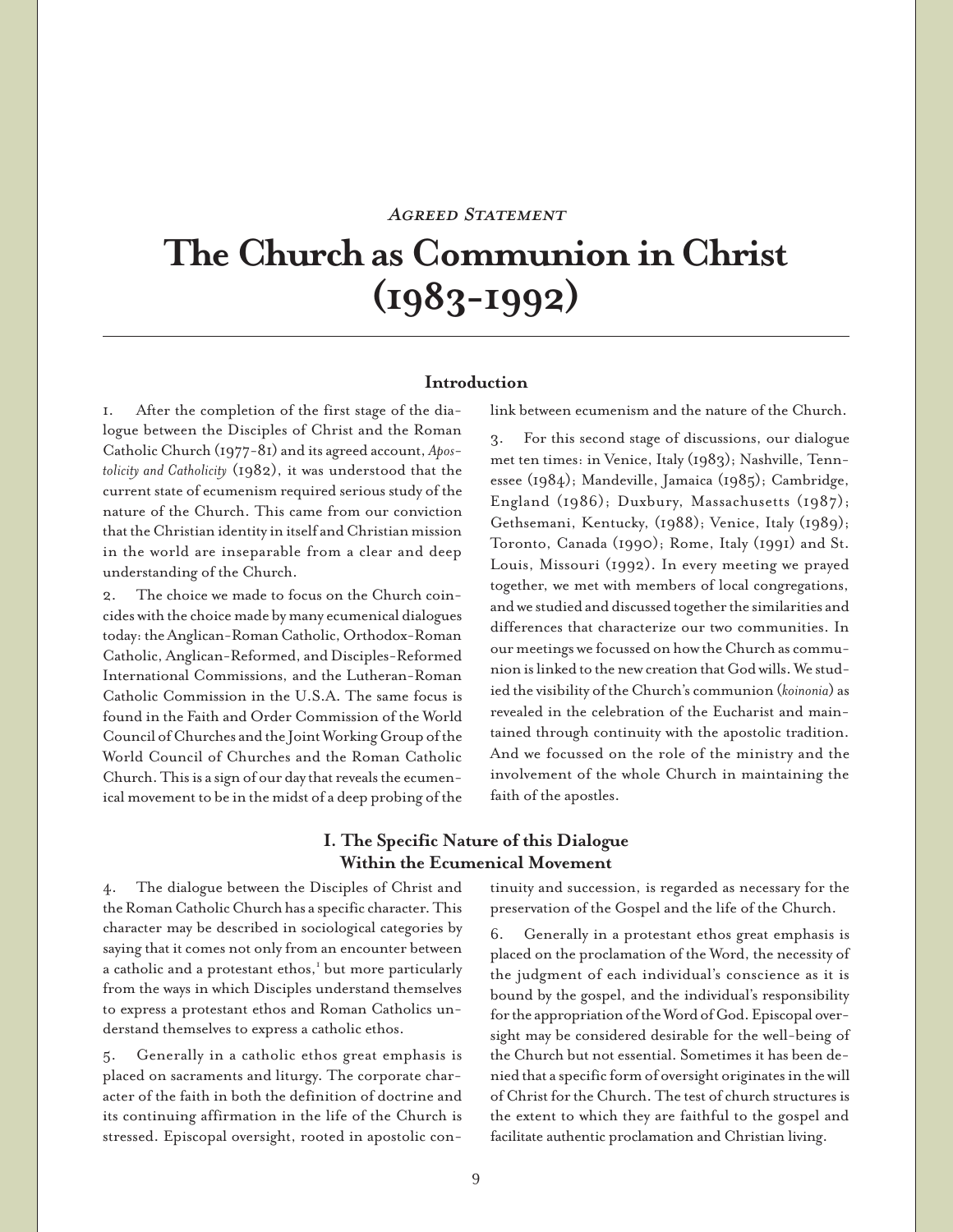*Agreed Statement*

# The Church as Communion in Christ (1983-1992)

## Introduction

1. After the completion of the first stage of the dialogue between the Disciples of Christ and the Roman Catholic Church (1977-81) and its agreed account, *Apostolicity and Catholicity* (1982), it was understood that the current state of ecumenism required serious study of the nature of the Church. This came from our conviction that the Christian identity in itself and Christian mission in the world are inseparable from a clear and deep understanding of the Church.

2. The choice we made to focus on the Church coincides with the choice made by many ecumenical dialogues today: the Anglican-Roman Catholic, Orthodox-Roman Catholic, Anglican-Reformed, and Disciples-Reformed International Commissions, and the Lutheran-Roman Catholic Commission in the U.S.A. The same focus is found in the Faith and Order Commission of the World Council of Churches and the Joint Working Group of the World Council of Churches and the Roman Catholic Church. This is a sign of our day that reveals the ecumenical movement to be in the midst of a deep probing of the link between ecumenism and the nature of the Church.

3. For this second stage of discussions, our dialogue met ten times: in Venice, Italy (1983); Nashville, Tennessee (1984); Mandeville, Jamaica (1985); Cambridge, England (1986); Duxbury, Massachusetts (1987); Gethsemani, Kentucky, (1988); Venice, Italy (1989); Toronto, Canada (1990); Rome, Italy (1991) and St. Louis, Missouri (1992). In every meeting we prayed together, we met with members of local congregations, and we studied and discussed together the similarities and differences that characterize our two communities. In our meetings we focussed on how the Church as communion is linked to the new creation that God wills. We studied the visibility of the Church's communion (*koinonia*) as revealed in the celebration of the Eucharist and maintained through continuity with the apostolic tradition. And we focussed on the role of the ministry and the involvement of the whole Church in maintaining the faith of the apostles.

## I. The Specific Nature of this Dialogue Within the Ecumenical Movement

4. The dialogue between the Disciples of Christ and the Roman Catholic Church has a specific character. This character may be described in sociological categories by saying that it comes not only from an encounter between a catholic and a protestant ethos,[1] but more particularly from the ways in which Disciples understand themselves to express a protestant ethos and Roman Catholics understand themselves to express a catholic ethos.

5. Generally in a catholic ethos great emphasis is placed on sacraments and liturgy. The corporate character of the faith in both the definition of doctrine and its continuing affirmation in the life of the Church is stressed. Episcopal oversight, rooted in apostolic continuity and succession, is regarded as necessary for the preservation of the Gospel and the life of the Church.

6. Generally in a protestant ethos great emphasis is placed on the proclamation of the Word, the necessity of the judgment of each individual's conscience as it is bound by the gospel, and the individual's responsibility for the appropriation of the Word of God. Episcopal oversight may be considered desirable for the well-being of the Church but not essential. Sometimes it has been denied that a specific form of oversight originates in the will of Christ for the Church. The test of church structures is the extent to which they are faithful to the gospel and facilitate authentic proclamation and Christian living.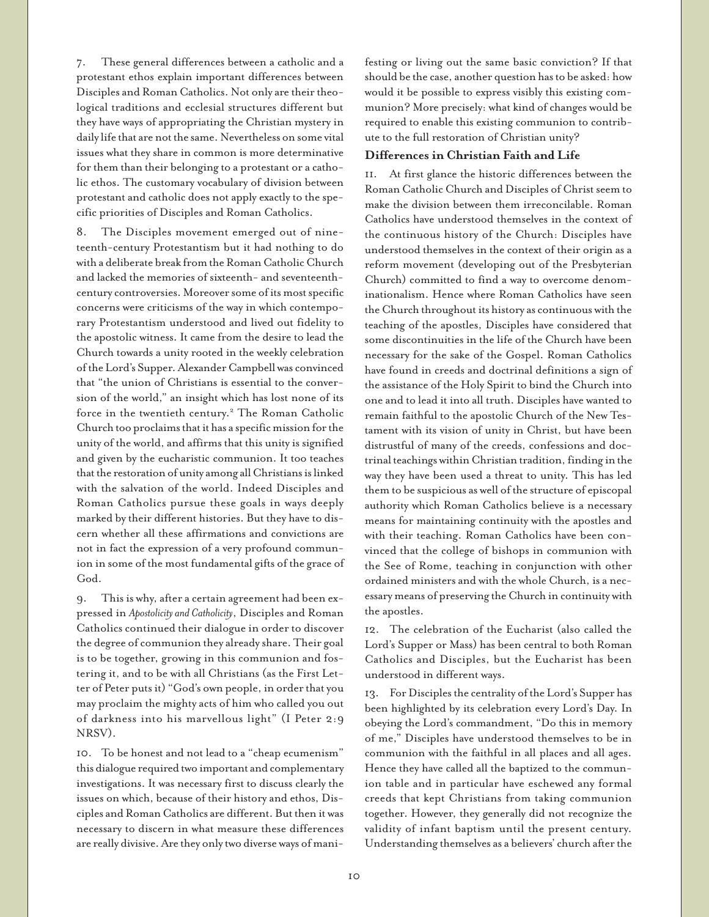7. These general differences between a catholic and a protestant ethos explain important differences between Disciples and Roman Catholics. Not only are their theological traditions and ecclesial structures different but they have ways of appropriating the Christian mystery in daily life that are not the same. Nevertheless on some vital issues what they share in common is more determinative for them than their belonging to a protestant or a catholic ethos. The customary vocabulary of division between protestant and catholic does not apply exactly to the specific priorities of Disciples and Roman Catholics.

8. The Disciples movement emerged out of nineteenth-century Protestantism but it had nothing to do with a deliberate break from the Roman Catholic Church and lacked the memories of sixteenth- and seventeenth-century controversies. Moreover some of its most specific concerns were criticisms of the way in which contemporary Protestantism understood and lived out fidelity to the apostolic witness. It came from the desire to lead the Church towards a unity rooted in the weekly celebration of the Lord's Supper. Alexander Campbell was convinced that "the union of Christians is essential to the conversion of the world," an insight which has lost none of its force in the twentieth century.[2] The Roman Catholic Church too proclaims that it has a specific mission for the unity of the world, and affirms that this unity is signified and given by the eucharistic communion. It too teaches that the restoration of unity among all Christians is linked with the salvation of the world. Indeed Disciples and Roman Catholics pursue these goals in ways deeply marked by their different histories. But they have to discern whether all these affirmations and convictions are not in fact the expression of a very profound communion in some of the most fundamental gifts of the grace of God.

9. This is why, after a certain agreement had been expressed in *Apostolicity and Catholicity*, Disciples and Roman Catholics continued their dialogue in order to discover the degree of communion they already share. Their goal is to be together, growing in this communion and fostering it, and to be with all Christians (as the First Letter of Peter puts it) "God's own people, in order that you may proclaim the mighty acts of him who called you out of darkness into his marvellous light" (I Peter 2:9 NRSV).

10. To be honest and not lead to a "cheap ecumenism" this dialogue required two important and complementary investigations. It was necessary first to discuss clearly the issues on which, because of their history and ethos, Disciples and Roman Catholics are different. But then it was necessary to discern in what measure these differences are really divisive. Are they only two diverse ways of manifesting or living out the same basic conviction? If that should be the case, another question has to be asked: how would it be possible to express visibly this existing communion? More precisely: what kind of changes would be required to enable this existing communion to contribute to the full restoration of Christian unity?

### Differences in Christian Faith and Life

11. At first glance the historic differences between the Roman Catholic Church and Disciples of Christ seem to make the division between them irreconcilable. Roman Catholics have understood themselves in the context of the continuous history of the Church: Disciples have understood themselves in the context of their origin as a reform movement (developing out of the Presbyterian Church) committed to find a way to overcome denominationalism. Hence where Roman Catholics have seen the Church throughout its history as continuous with the teaching of the apostles, Disciples have considered that some discontinuities in the life of the Church have been necessary for the sake of the Gospel. Roman Catholics have found in creeds and doctrinal definitions a sign of the assistance of the Holy Spirit to bind the Church into one and to lead it into all truth. Disciples have wanted to remain faithful to the apostolic Church of the New Testament with its vision of unity in Christ, but have been distrustful of many of the creeds, confessions and doctrinal teachings within Christian tradition, finding in the way they have been used a threat to unity. This has led them to be suspicious as well of the structure of episcopal authority which Roman Catholics believe is a necessary means for maintaining continuity with the apostles and with their teaching. Roman Catholics have been convinced that the college of bishops in communion with the See of Rome, teaching in conjunction with other ordained ministers and with the whole Church, is a necessary means of preserving the Church in continuity with the apostles.

12. The celebration of the Eucharist (also called the Lord's Supper or Mass) has been central to both Roman Catholics and Disciples, but the Eucharist has been understood in different ways.

13. For Disciples the centrality of the Lord's Supper has been highlighted by its celebration every Lord's Day. In obeying the Lord's commandment, "Do this in memory of me," Disciples have understood themselves to be in communion with the faithful in all places and all ages. Hence they have called all the baptized to the communion table and in particular have eschewed any formal creeds that kept Christians from taking communion together. However, they generally did not recognize the validity of infant baptism until the present century. Understanding themselves as a believers' church after the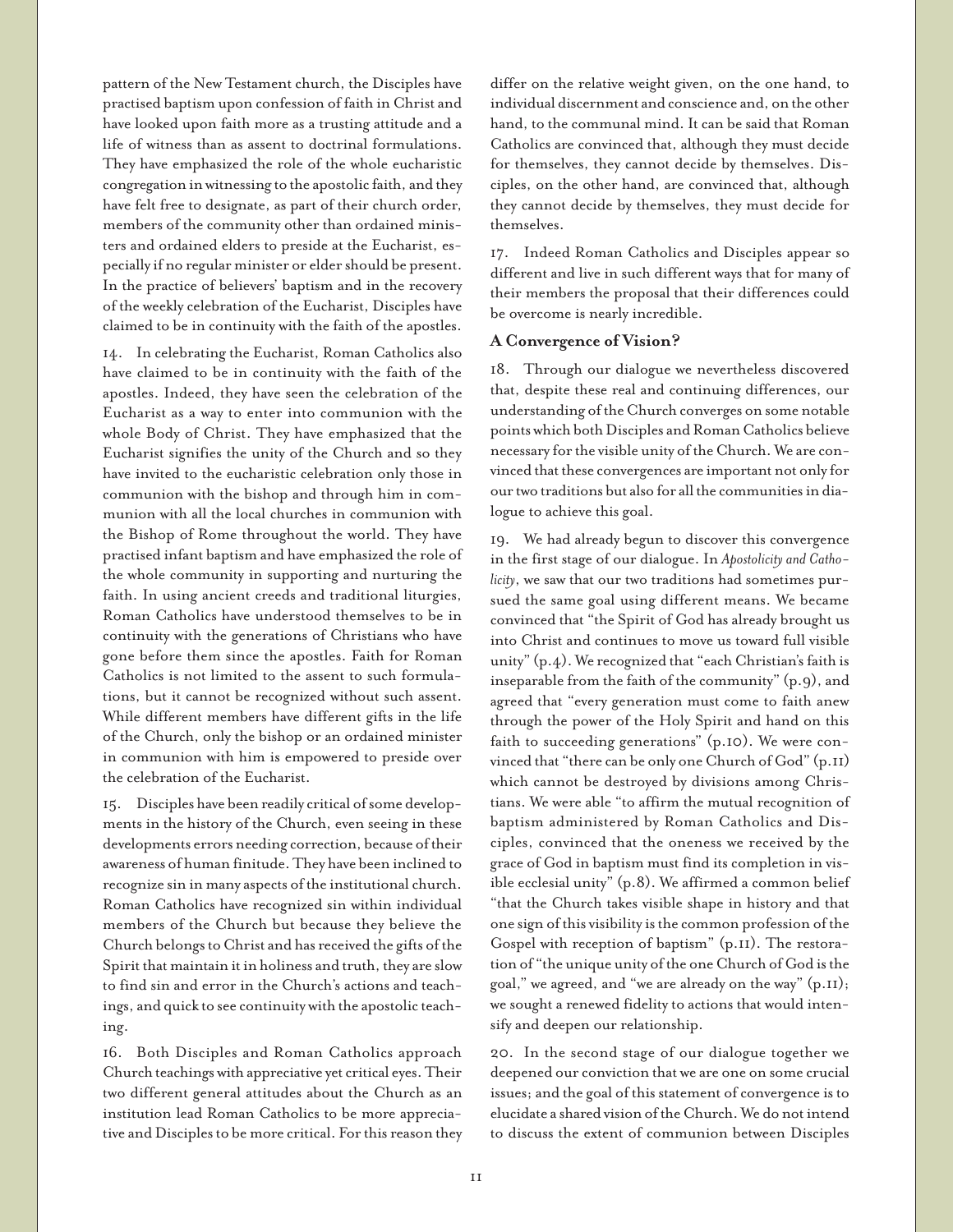pattern of the New Testament church, the Disciples have practised baptism upon confession of faith in Christ and have looked upon faith more as a trusting attitude and a life of witness than as assent to doctrinal formulations. They have emphasized the role of the whole eucharistic congregation in witnessing to the apostolic faith, and they have felt free to designate, as part of their church order, members of the community other than ordained ministers and ordained elders to preside at the Eucharist, especially if no regular minister or elder should be present. In the practice of believers' baptism and in the recovery of the weekly celebration of the Eucharist, Disciples have claimed to be in continuity with the faith of the apostles.

14. In celebrating the Eucharist, Roman Catholics also have claimed to be in continuity with the faith of the apostles. Indeed, they have seen the celebration of the Eucharist as a way to enter into communion with the whole Body of Christ. They have emphasized that the Eucharist signifies the unity of the Church and so they have invited to the eucharistic celebration only those in communion with the bishop and through him in communion with all the local churches in communion with the Bishop of Rome throughout the world. They have practised infant baptism and have emphasized the role of the whole community in supporting and nurturing the faith. In using ancient creeds and traditional liturgies, Roman Catholics have understood themselves to be in continuity with the generations of Christians who have gone before them since the apostles. Faith for Roman Catholics is not limited to the assent to such formulations, but it cannot be recognized without such assent. While different members have different gifts in the life of the Church, only the bishop or an ordained minister in communion with him is empowered to preside over the celebration of the Eucharist.

15. Disciples have been readily critical of some developments in the history of the Church, even seeing in these developments errors needing correction, because of their awareness of human finitude. They have been inclined to recognize sin in many aspects of the institutional church. Roman Catholics have recognized sin within individual members of the Church but because they believe the Church belongs to Christ and has received the gifts of the Spirit that maintain it in holiness and truth, they are slow to find sin and error in the Church's actions and teachings, and quick to see continuity with the apostolic teaching.

16. Both Disciples and Roman Catholics approach Church teachings with appreciative yet critical eyes. Their two different general attitudes about the Church as an institution lead Roman Catholics to be more appreciative and Disciples to be more critical. For this reason they differ on the relative weight given, on the one hand, to individual discernment and conscience and, on the other hand, to the communal mind. It can be said that Roman Catholics are convinced that, although they must decide for themselves, they cannot decide by themselves. Disciples, on the other hand, are convinced that, although they cannot decide by themselves, they must decide for themselves.

17. Indeed Roman Catholics and Disciples appear so different and live in such different ways that for many of their members the proposal that their differences could be overcome is nearly incredible.

### A Convergence of Vision?

18. Through our dialogue we nevertheless discovered that, despite these real and continuing differences, our understanding of the Church converges on some notable points which both Disciples and Roman Catholics believe necessary for the visible unity of the Church. We are convinced that these convergences are important not only for our two traditions but also for all the communities in dialogue to achieve this goal.

19. We had already begun to discover this convergence in the first stage of our dialogue. In *Apostolicity and Catholicity*, we saw that our two traditions had sometimes pursued the same goal using different means. We became convinced that "the Spirit of God has already brought us into Christ and continues to move us toward full visible unity" (p.4). We recognized that "each Christian's faith is inseparable from the faith of the community" (p.9), and agreed that "every generation must come to faith anew through the power of the Holy Spirit and hand on this faith to succeeding generations" (p.10). We were convinced that "there can be only one Church of God" (p.11) which cannot be destroyed by divisions among Christians. We were able "to affirm the mutual recognition of baptism administered by Roman Catholics and Disciples, convinced that the oneness we received by the grace of God in baptism must find its completion in visible ecclesial unity" (p.8). We affirmed a common belief "that the Church takes visible shape in history and that one sign of this visibility is the common profession of the Gospel with reception of baptism" (p.11). The restoration of "the unique unity of the one Church of God is the goal," we agreed, and "we are already on the way" (p.11); we sought a renewed fidelity to actions that would intensify and deepen our relationship.

20. In the second stage of our dialogue together we deepened our conviction that we are one on some crucial issues; and the goal of this statement of convergence is to elucidate a shared vision of the Church. We do not intend to discuss the extent of communion between Disciples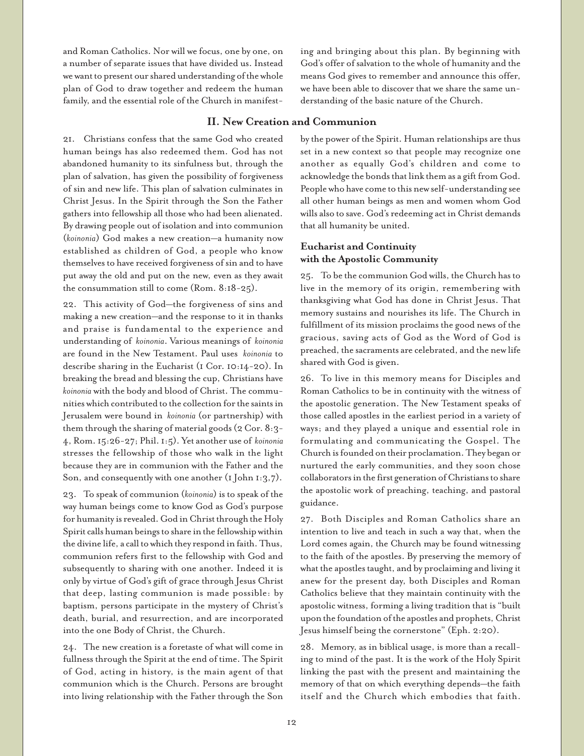and Roman Catholics. Nor will we focus, one by one, on a number of separate issues that have divided us. Instead we want to present our shared understanding of the whole plan of God to draw together and redeem the human family, and the essential role of the Church in manifesting and bringing about this plan. By beginning with God's offer of salvation to the whole of humanity and the means God gives to remember and announce this offer, we have been able to discover that we share the same understanding of the basic nature of the Church.

## II. New Creation and Communion

21. Christians confess that the same God who created human beings has also redeemed them. God has not abandoned humanity to its sinfulness but, through the plan of salvation, has given the possibility of forgiveness of sin and new life. This plan of salvation culminates in Christ Jesus. In the Spirit through the Son the Father gathers into fellowship all those who had been alienated. By drawing people out of isolation and into communion (*koinonia*) God makes a new creation—a humanity now established as children of God, a people who know themselves to have received forgiveness of sin and to have put away the old and put on the new, even as they await the consummation still to come (Rom. 8:18-25).

22. This activity of God—the forgiveness of sins and making a new creation—and the response to it in thanks and praise is fundamental to the experience and understanding of *koinonia*. Various meanings of *koinonia* are found in the New Testament. Paul uses *koinonia* to describe sharing in the Eucharist (1 Cor. 10:14-20). In breaking the bread and blessing the cup, Christians have *koinonia* with the body and blood of Christ. The communities which contributed to the collection for the saints in Jerusalem were bound in *koinonia* (or partnership) with them through the sharing of material goods (2 Cor. 8:3-4, Rom. 15:26-27; Phil. 1:5). Yet another use of *koinonia* stresses the fellowship of those who walk in the light because they are in communion with the Father and the Son, and consequently with one another (1 John 1:3,7).

23. To speak of communion (*koinonia*) is to speak of the way human beings come to know God as God's purpose for humanity is revealed. God in Christ through the Holy Spirit calls human beings to share in the fellowship within the divine life, a call to which they respond in faith. Thus, communion refers first to the fellowship with God and subsequently to sharing with one another. Indeed it is only by virtue of God's gift of grace through Jesus Christ that deep, lasting communion is made possible: by baptism, persons participate in the mystery of Christ's death, burial, and resurrection, and are incorporated into the one Body of Christ, the Church.

24. The new creation is a foretaste of what will come in fullness through the Spirit at the end of time. The Spirit of God, acting in history, is the main agent of that communion which is the Church. Persons are brought into living relationship with the Father through the Son by the power of the Spirit. Human relationships are thus set in a new context so that people may recognize one another as equally God's children and come to acknowledge the bonds that link them as a gift from God. People who have come to this new self-understanding see all other human beings as men and women whom God wills also to save. God's redeeming act in Christ demands that all humanity be united.

### Eucharist and Continuity with the Apostolic Community

25. To be the communion God wills, the Church has to live in the memory of its origin, remembering with thanksgiving what God has done in Christ Jesus. That memory sustains and nourishes its life. The Church in fulfillment of its mission proclaims the good news of the gracious, saving acts of God as the Word of God is preached, the sacraments are celebrated, and the new life shared with God is given.

26. To live in this memory means for Disciples and Roman Catholics to be in continuity with the witness of the apostolic generation. The New Testament speaks of those called apostles in the earliest period in a variety of ways; and they played a unique and essential role in formulating and communicating the Gospel. The Church is founded on their proclamation. They began or nurtured the early communities, and they soon chose collaborators in the first generation of Christians to share the apostolic work of preaching, teaching, and pastoral guidance.

27. Both Disciples and Roman Catholics share an intention to live and teach in such a way that, when the Lord comes again, the Church may be found witnessing to the faith of the apostles. By preserving the memory of what the apostles taught, and by proclaiming and living it anew for the present day, both Disciples and Roman Catholics believe that they maintain continuity with the apostolic witness, forming a living tradition that is "built upon the foundation of the apostles and prophets, Christ Jesus himself being the cornerstone" (Eph. 2:20).

28. Memory, as in biblical usage, is more than a recalling to mind of the past. It is the work of the Holy Spirit linking the past with the present and maintaining the memory of that on which everything depends—the faith itself and the Church which embodies that faith.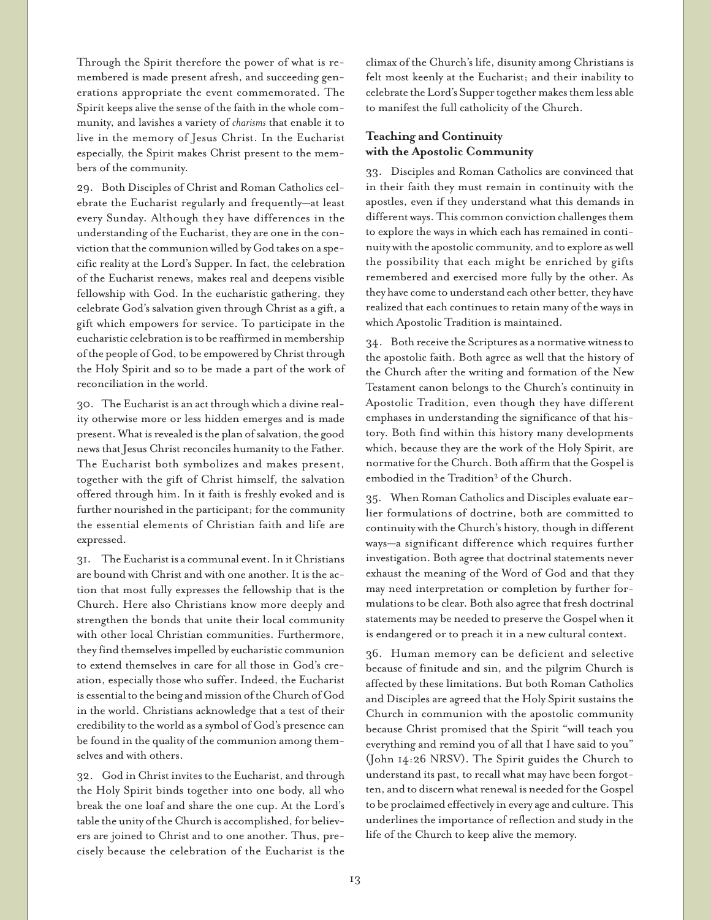Through the Spirit therefore the power of what is remembered is made present afresh, and succeeding generations appropriate the event commemorated. The Spirit keeps alive the sense of the faith in the whole community, and lavishes a variety of *charisms* that enable it to live in the memory of Jesus Christ. In the Eucharist especially, the Spirit makes Christ present to the members of the community.

29. Both Disciples of Christ and Roman Catholics celebrate the Eucharist regularly and frequently—at least every Sunday. Although they have differences in the understanding of the Eucharist, they are one in the conviction that the communion willed by God takes on a specific reality at the Lord's Supper. In fact, the celebration of the Eucharist renews, makes real and deepens visible fellowship with God. In the eucharistic gathering, they celebrate God's salvation given through Christ as a gift, a gift which empowers for service. To participate in the eucharistic celebration is to be reaffirmed in membership of the people of God, to be empowered by Christ through the Holy Spirit and so to be made a part of the work of reconciliation in the world.

30. The Eucharist is an act through which a divine reality otherwise more or less hidden emerges and is made present. What is revealed is the plan of salvation, the good news that Jesus Christ reconciles humanity to the Father. The Eucharist both symbolizes and makes present, together with the gift of Christ himself, the salvation offered through him. In it faith is freshly evoked and is further nourished in the participant; for the community the essential elements of Christian faith and life are expressed.

31. The Eucharist is a communal event. In it Christians are bound with Christ and with one another. It is the action that most fully expresses the fellowship that is the Church. Here also Christians know more deeply and strengthen the bonds that unite their local community with other local Christian communities. Furthermore, they find themselves impelled by eucharistic communion to extend themselves in care for all those in God's creation, especially those who suffer. Indeed, the Eucharist is essential to the being and mission of the Church of God in the world. Christians acknowledge that a test of their credibility to the world as a symbol of God's presence can be found in the quality of the communion among themselves and with others.

32. God in Christ invites to the Eucharist, and through the Holy Spirit binds together into one body, all who break the one loaf and share the one cup. At the Lord's table the unity of the Church is accomplished, for believers are joined to Christ and to one another. Thus, precisely because the celebration of the Eucharist is the climax of the Church's life, disunity among Christians is felt most keenly at the Eucharist; and their inability to celebrate the Lord's Supper together makes them less able to manifest the full catholicity of the Church.

### Teaching and Continuity with the Apostolic Community

33. Disciples and Roman Catholics are convinced that in their faith they must remain in continuity with the apostles, even if they understand what this demands in different ways. This common conviction challenges them to explore the ways in which each has remained in continuity with the apostolic community, and to explore as well the possibility that each might be enriched by gifts remembered and exercised more fully by the other. As they have come to understand each other better, they have realized that each continues to retain many of the ways in which Apostolic Tradition is maintained.

34. Both receive the Scriptures as a normative witness to the apostolic faith. Both agree as well that the history of the Church after the writing and formation of the New Testament canon belongs to the Church's continuity in Apostolic Tradition, even though they have different emphases in understanding the significance of that history. Both find within this history many developments which, because they are the work of the Holy Spirit, are normative for the Church. Both affirm that the Gospel is embodied in the Tradition[3] of the Church.

35. When Roman Catholics and Disciples evaluate earlier formulations of doctrine, both are committed to continuity with the Church's history, though in different ways—a significant difference which requires further investigation. Both agree that doctrinal statements never exhaust the meaning of the Word of God and that they may need interpretation or completion by further formulations to be clear. Both also agree that fresh doctrinal statements may be needed to preserve the Gospel when it is endangered or to preach it in a new cultural context.

36. Human memory can be deficient and selective because of finitude and sin, and the pilgrim Church is affected by these limitations. But both Roman Catholics and Disciples are agreed that the Holy Spirit sustains the Church in communion with the apostolic community because Christ promised that the Spirit "will teach you everything and remind you of all that I have said to you" (John 14:26 NRSV). The Spirit guides the Church to understand its past, to recall what may have been forgotten, and to discern what renewal is needed for the Gospel to be proclaimed effectively in every age and culture. This underlines the importance of reflection and study in the life of the Church to keep alive the memory.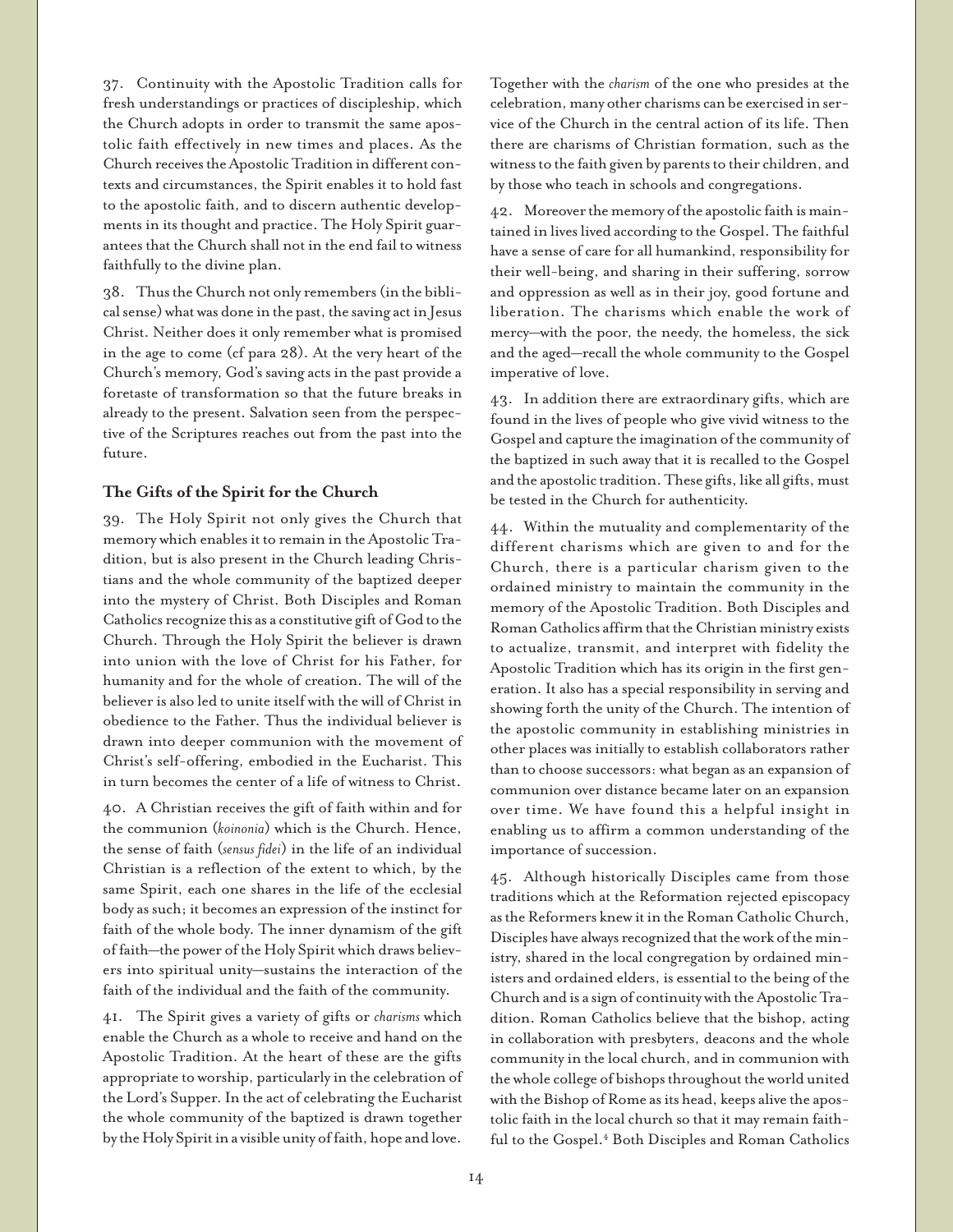37. Continuity with the Apostolic Tradition calls for fresh understandings or practices of discipleship, which the Church adopts in order to transmit the same apostolic faith effectively in new times and places. As the Church receives the Apostolic Tradition in different contexts and circumstances, the Spirit enables it to hold fast to the apostolic faith, and to discern authentic developments in its thought and practice. The Holy Spirit guarantees that the Church shall not in the end fail to witness faithfully to the divine plan.

38. Thus the Church not only remembers (in the biblical sense) what was done in the past, the saving act in Jesus Christ. Neither does it only remember what is promised in the age to come (cf para 28). At the very heart of the Church's memory, God's saving acts in the past provide a foretaste of transformation so that the future breaks in already to the present. Salvation seen from the perspective of the Scriptures reaches out from the past into the future.

### The Gifts of the Spirit for the Church

39. The Holy Spirit not only gives the Church that memory which enables it to remain in the Apostolic Tradition, but is also present in the Church leading Christians and the whole community of the baptized deeper into the mystery of Christ. Both Disciples and Roman Catholics recognize this as a constitutive gift of God to the Church. Through the Holy Spirit the believer is drawn into union with the love of Christ for his Father, for humanity and for the whole of creation. The will of the believer is also led to unite itself with the will of Christ in obedience to the Father. Thus the individual believer is drawn into deeper communion with the movement of Christ's self-offering, embodied in the Eucharist. This in turn becomes the center of a life of witness to Christ.

40. A Christian receives the gift of faith within and for the communion (*koinonia*) which is the Church. Hence, the sense of faith (*sensus fidei*) in the life of an individual Christian is a reflection of the extent to which, by the same Spirit, each one shares in the life of the ecclesial body as such; it becomes an expression of the instinct for faith of the whole body. The inner dynamism of the gift of faith—the power of the Holy Spirit which draws believers into spiritual unity—sustains the interaction of the faith of the individual and the faith of the community.

41. The Spirit gives a variety of gifts or *charisms* which enable the Church as a whole to receive and hand on the Apostolic Tradition. At the heart of these are the gifts appropriate to worship, particularly in the celebration of the Lord's Supper. In the act of celebrating the Eucharist the whole community of the baptized is drawn together by the Holy Spirit in a visible unity of faith, hope and love. Together with the *charism* of the one who presides at the celebration, many other charisms can be exercised in service of the Church in the central action of its life. Then there are charisms of Christian formation, such as the witness to the faith given by parents to their children, and by those who teach in schools and congregations.

42. Moreover the memory of the apostolic faith is maintained in lives lived according to the Gospel. The faithful have a sense of care for all humankind, responsibility for their well-being, and sharing in their suffering, sorrow and oppression as well as in their joy, good fortune and liberation. The charisms which enable the work of mercy—with the poor, the needy, the homeless, the sick and the aged—recall the whole community to the Gospel imperative of love.

43. In addition there are extraordinary gifts, which are found in the lives of people who give vivid witness to the Gospel and capture the imagination of the community of the baptized in such away that it is recalled to the Gospel and the apostolic tradition. These gifts, like all gifts, must be tested in the Church for authenticity.

44. Within the mutuality and complementarity of the different charisms which are given to and for the Church, there is a particular charism given to the ordained ministry to maintain the community in the memory of the Apostolic Tradition. Both Disciples and Roman Catholics affirm that the Christian ministry exists to actualize, transmit, and interpret with fidelity the Apostolic Tradition which has its origin in the first generation. It also has a special responsibility in serving and showing forth the unity of the Church. The intention of the apostolic community in establishing ministries in other places was initially to establish collaborators rather than to choose successors: what began as an expansion of communion over distance became later on an expansion over time. We have found this a helpful insight in enabling us to affirm a common understanding of the importance of succession.

45. Although historically Disciples came from those traditions which at the Reformation rejected episcopacy as the Reformers knew it in the Roman Catholic Church, Disciples have always recognized that the work of the ministry, shared in the local congregation by ordained ministers and ordained elders, is essential to the being of the Church and is a sign of continuity with the Apostolic Tradition. Roman Catholics believe that the bishop, acting in collaboration with presbyters, deacons and the whole community in the local church, and in communion with the whole college of bishops throughout the world united with the Bishop of Rome as its head, keeps alive the apostolic faith in the local church so that it may remain faithful to the Gospel.[4] Both Disciples and Roman Catholics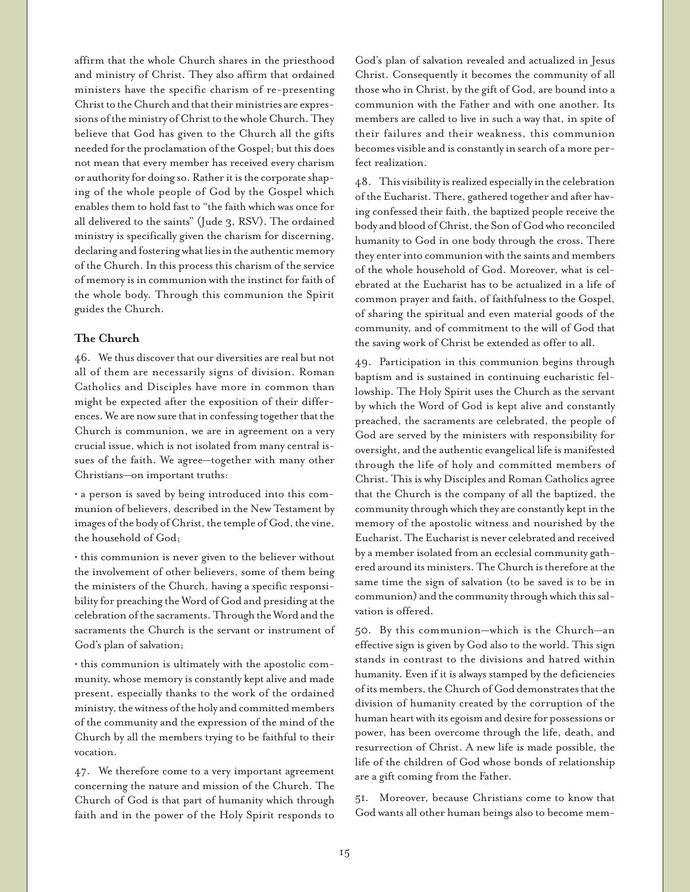affirm that the whole Church shares in the priesthood and ministry of Christ. They also affirm that ordained ministers have the specific charism of re-presenting Christ to the Church and that their ministries are expressions of the ministry of Christ to the whole Church. They believe that God has given to the Church all the gifts needed for the proclamation of the Gospel; but this does not mean that every member has received every charism or authority for doing so. Rather it is the corporate shaping of the whole people of God by the Gospel which enables them to hold fast to "the faith which was once for all delivered to the saints" (Jude 3, RSV). The ordained ministry is specifically given the charism for discerning, declaring and fostering what lies in the authentic memory of the Church. In this process this charism of the service of memory is in communion with the instinct for faith of the whole body. Through this communion the Spirit guides the Church.

### The Church

46. We thus discover that our diversities are real but not all of them are necessarily signs of division. Roman Catholics and Disciples have more in common than might be expected after the exposition of their differences. We are now sure that in confessing together that the Church is communion, we are in agreement on a very crucial issue, which is not isolated from many central issues of the faith. We agree—together with many other Christians—on important truths:

- a person is saved by being introduced into this communion of believers, described in the New Testament by images of the body of Christ, the temple of God, the vine, the household of God;
- this communion is never given to the believer without the involvement of other believers, some of them being the ministers of the Church, having a specific responsibility for preaching the Word of God and presiding at the celebration of the sacraments. Through the Word and the sacraments the Church is the servant or instrument of God's plan of salvation;
- this communion is ultimately with the apostolic community, whose memory is constantly kept alive and made present, especially thanks to the work of the ordained ministry, the witness of the holy and committed members of the community and the expression of the mind of the Church by all the members trying to be faithful to their vocation.

47. We therefore come to a very important agreement concerning the nature and mission of the Church. The Church of God is that part of humanity which through faith and in the power of the Holy Spirit responds to God's plan of salvation revealed and actualized in Jesus Christ. Consequently it becomes the community of all those who in Christ, by the gift of God, are bound into a communion with the Father and with one another. Its members are called to live in such a way that, in spite of their failures and their weakness, this communion becomes visible and is constantly in search of a more perfect realization.

48. This visibility is realized especially in the celebration of the Eucharist. There, gathered together and after having confessed their faith, the baptized people receive the body and blood of Christ, the Son of God who reconciled humanity to God in one body through the cross. There they enter into communion with the saints and members of the whole household of God. Moreover, what is celebrated at the Eucharist has to be actualized in a life of common prayer and faith, of faithfulness to the Gospel, of sharing the spiritual and even material goods of the community, and of commitment to the will of God that the saving work of Christ be extended as offer to all.

49. Participation in this communion begins through baptism and is sustained in continuing eucharistic fellowship. The Holy Spirit uses the Church as the servant by which the Word of God is kept alive and constantly preached, the sacraments are celebrated, the people of God are served by the ministers with responsibility for oversight, and the authentic evangelical life is manifested through the life of holy and committed members of Christ. This is why Disciples and Roman Catholics agree that the Church is the company of all the baptized, the community through which they are constantly kept in the memory of the apostolic witness and nourished by the Eucharist. The Eucharist is never celebrated and received by a member isolated from an ecclesial community gathered around its ministers. The Church is therefore at the same time the sign of salvation (to be saved is to be in communion) and the community through which this salvation is offered.

50. By this communion—which is the Church—an effective sign is given by God also to the world. This sign stands in contrast to the divisions and hatred within humanity. Even if it is always stamped by the deficiencies of its members, the Church of God demonstrates that the division of humanity created by the corruption of the human heart with its egoism and desire for possessions or power, has been overcome through the life, death, and resurrection of Christ. A new life is made possible, the life of the children of God whose bonds of relationship are a gift coming from the Father.

51. Moreover, because Christians come to know that God wants all other human beings also to become mem-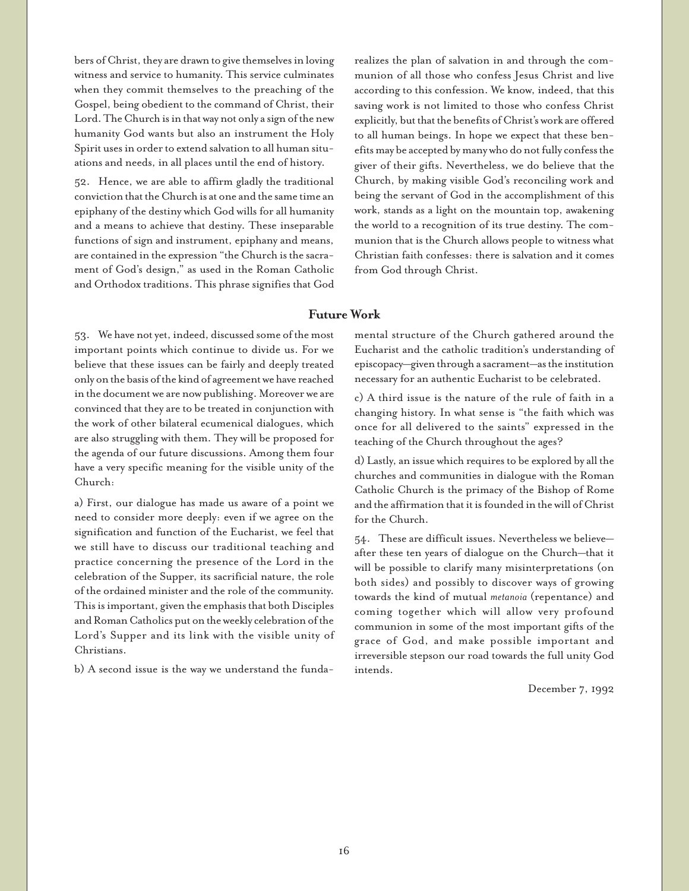bers of Christ, they are drawn to give themselves in loving witness and service to humanity. This service culminates when they commit themselves to the preaching of the Gospel, being obedient to the command of Christ, their Lord. The Church is in that way not only a sign of the new humanity God wants but also an instrument the Holy Spirit uses in order to extend salvation to all human situations and needs, in all places until the end of history.

52. Hence, we are able to affirm gladly the traditional conviction that the Church is at one and the same time an epiphany of the destiny which God wills for all humanity and a means to achieve that destiny. These inseparable functions of sign and instrument, epiphany and means, are contained in the expression "the Church is the sacrament of God's design," as used in the Roman Catholic and Orthodox traditions. This phrase signifies that God realizes the plan of salvation in and through the communion of all those who confess Jesus Christ and live according to this confession. We know, indeed, that this saving work is not limited to those who confess Christ explicitly, but that the benefits of Christ's work are offered to all human beings. In hope we expect that these benefits may be accepted by many who do not fully confess the giver of their gifts. Nevertheless, we do believe that the Church, by making visible God's reconciling work and being the servant of God in the accomplishment of this work, stands as a light on the mountain top, awakening the world to a recognition of its true destiny. The communion that is the Church allows people to witness what Christian faith confesses: there is salvation and it comes from God through Christ.

## Future Work

53. We have not yet, indeed, discussed some of the most important points which continue to divide us. For we believe that these issues can be fairly and deeply treated only on the basis of the kind of agreement we have reached in the document we are now publishing. Moreover we are convinced that they are to be treated in conjunction with the work of other bilateral ecumenical dialogues, which are also struggling with them. They will be proposed for the agenda of our future discussions. Among them four have a very specific meaning for the visible unity of the Church:

a) First, our dialogue has made us aware of a point we need to consider more deeply: even if we agree on the signification and function of the Eucharist, we feel that we still have to discuss our traditional teaching and practice concerning the presence of the Lord in the celebration of the Supper, its sacrificial nature, the role of the ordained minister and the role of the community. This is important, given the emphasis that both Disciples and Roman Catholics put on the weekly celebration of the Lord's Supper and its link with the visible unity of Christians.

b) A second issue is the way we understand the fundamental structure of the Church gathered around the Eucharist and the catholic tradition's understanding of episcopacy—given through a sacrament—as the institution necessary for an authentic Eucharist to be celebrated.

c) A third issue is the nature of the rule of faith in a changing history. In what sense is "the faith which was once for all delivered to the saints" expressed in the teaching of the Church throughout the ages?

d) Lastly, an issue which requires to be explored by all the churches and communities in dialogue with the Roman Catholic Church is the primacy of the Bishop of Rome and the affirmation that it is founded in the will of Christ for the Church.

54. These are difficult issues. Nevertheless we believe—after these ten years of dialogue on the Church—that it will be possible to clarify many misinterpretations (on both sides) and possibly to discover ways of growing towards the kind of mutual *metanoia* (repentance) and coming together which will allow very profound communion in some of the most important gifts of the grace of God, and make possible important and irreversible stepson our road towards the full unity God intends.

December 7, 1992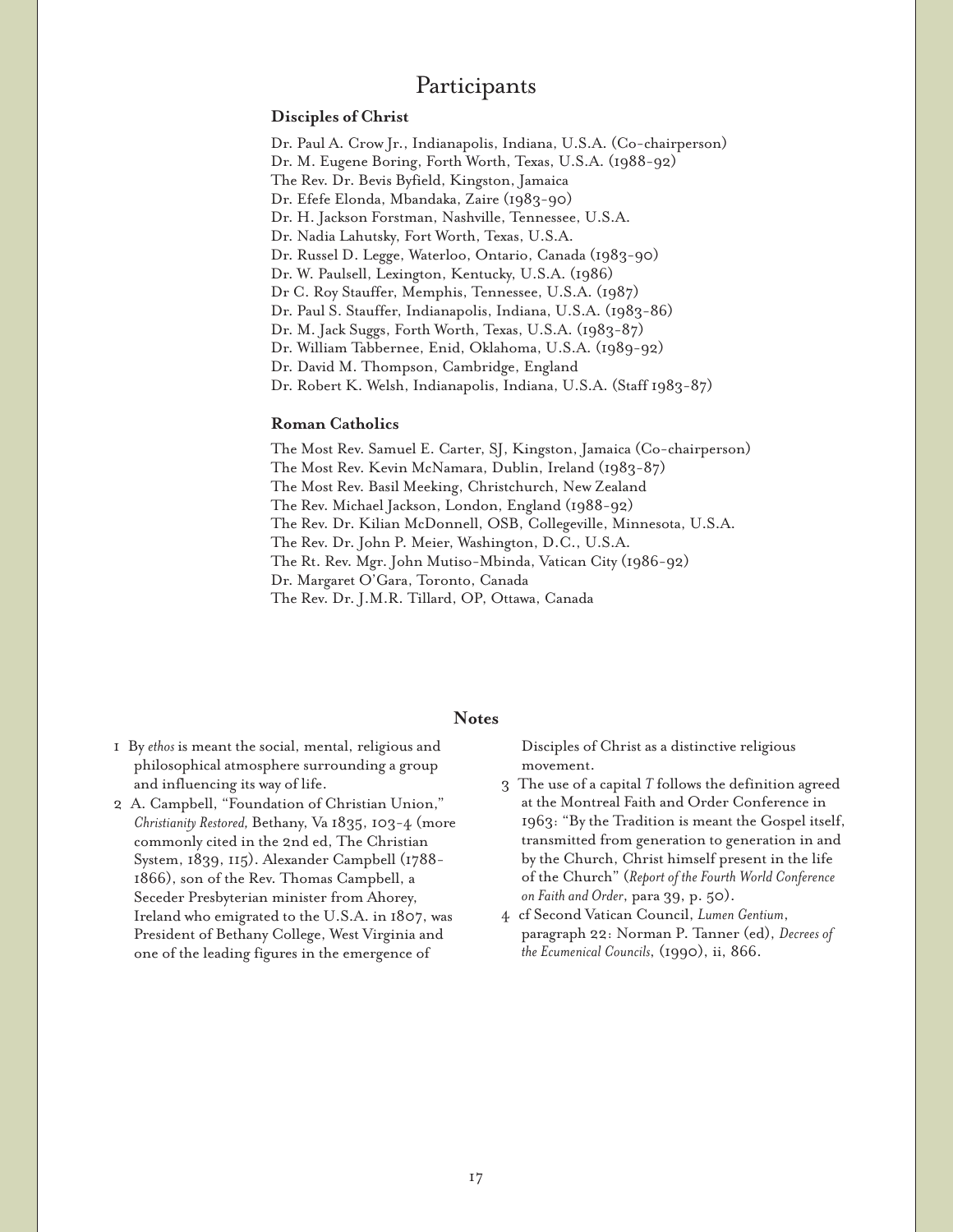# Participants

**Disciples of Christ**

Dr. Paul A. Crow Jr., Indianapolis, Indiana, U.S.A. (Co-chairperson)
Dr. M. Eugene Boring, Forth Worth, Texas, U.S.A. (1988-92)
The Rev. Dr. Bevis Byfield, Kingston, Jamaica
Dr. Efefe Elonda, Mbandaka, Zaire (1983-90)
Dr. H. Jackson Forstman, Nashville, Tennessee, U.S.A.
Dr. Nadia Lahutsky, Fort Worth, Texas, U.S.A.
Dr. Russel D. Legge, Waterloo, Ontario, Canada (1983-90)
Dr. W. Paulsell, Lexington, Kentucky, U.S.A. (1986)
Dr C. Roy Stauffer, Memphis, Tennessee, U.S.A. (1987)
Dr. Paul S. Stauffer, Indianapolis, Indiana, U.S.A. (1983-86)
Dr. M. Jack Suggs, Forth Worth, Texas, U.S.A. (1983-87)
Dr. William Tabbernee, Enid, Oklahoma, U.S.A. (1989-92)
Dr. David M. Thompson, Cambridge, England
Dr. Robert K. Welsh, Indianapolis, Indiana, U.S.A. (Staff 1983-87)

**Roman Catholics**

The Most Rev. Samuel E. Carter, SJ, Kingston, Jamaica (Co-chairperson)
The Most Rev. Kevin McNamara, Dublin, Ireland (1983-87)
The Most Rev. Basil Meeking, Christchurch, New Zealand
The Rev. Michael Jackson, London, England (1988-92)
The Rev. Dr. Kilian McDonnell, OSB, Collegeville, Minnesota, U.S.A.
The Rev. Dr. John P. Meier, Washington, D.C., U.S.A.
The Rt. Rev. Mgr. John Mutiso-Mbinda, Vatican City (1986-92)
Dr. Margaret O'Gara, Toronto, Canada
The Rev. Dr. J.M.R. Tillard, OP, Ottawa, Canada

## Notes

1 By *ethos* is meant the social, mental, religious and philosophical atmosphere surrounding a group and influencing its way of life.

2 A. Campbell, "Foundation of Christian Union," *Christianity Restored,* Bethany, Va 1835, 103-4 (more commonly cited in the 2nd ed, The Christian System, 1839, 115). Alexander Campbell (1788-1866), son of the Rev. Thomas Campbell, a Seceder Presbyterian minister from Ahorey, Ireland who emigrated to the U.S.A. in 1807, was President of Bethany College, West Virginia and one of the leading figures in the emergence of Disciples of Christ as a distinctive religious movement.

3 The use of a capital *T* follows the definition agreed at the Montreal Faith and Order Conference in 1963: "By the Tradition is meant the Gospel itself, transmitted from generation to generation in and by the Church, Christ himself present in the life of the Church" (*Report of the Fourth World Conference on Faith and Order*, para 39, p. 50).

4 cf Second Vatican Council, *Lumen Gentium*, paragraph 22: Norman P. Tanner (ed), *Decrees of the Ecumenical Councils*, (1990), ii, 866.